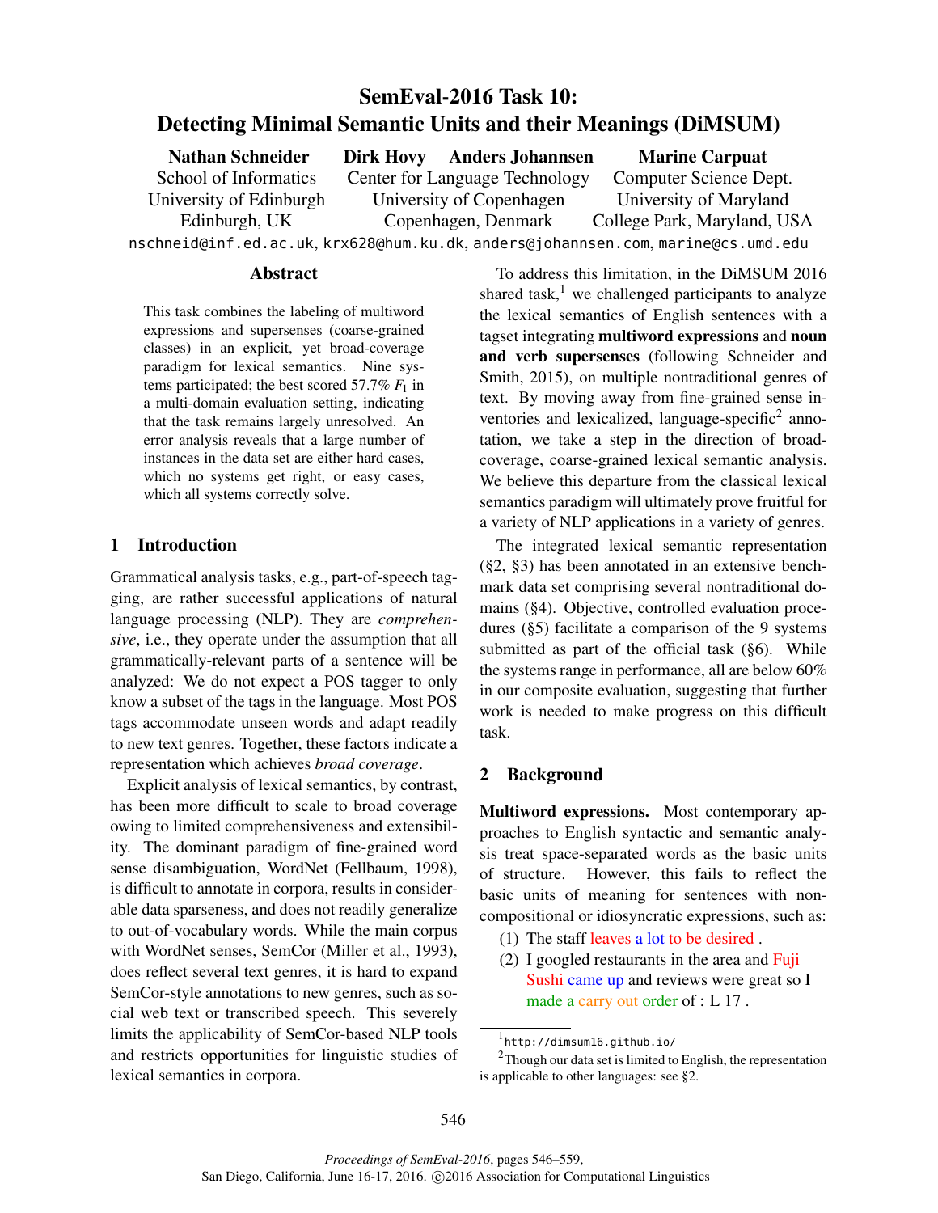# SemEval-2016 Task 10: Detecting Minimal Semantic Units and their Meanings (DiMSUM)

**Nathan Schneider**
School of Informatics
University of Edinburgh
Edinburgh, UK

**Dirk Hovy** **Anders Johannsen**
Center for Language Technology
University of Copenhagen
Copenhagen, Denmark

**Marine Carpuat**
Computer Science Dept.
University of Maryland
College Park, Maryland, USA

nschneid@inf.ed.ac.uk, krx628@hum.ku.dk, anders@johannsen.com, marine@cs.umd.edu

## Abstract

This task combines the labeling of multiword expressions and supersenses (coarse-grained classes) in an explicit, yet broad-coverage paradigm for lexical semantics. Nine systems participated; the best scored 57.7% $F_1$ in a multi-domain evaluation setting, indicating that the task remains largely unresolved. An error analysis reveals that a large number of instances in the data set are either hard cases, which no systems get right, or easy cases, which all systems correctly solve.

## 1 Introduction

Grammatical analysis tasks, e.g., part-of-speech tagging, are rather successful applications of natural language processing (NLP). They are *comprehensive*, i.e., they operate under the assumption that all grammatically-relevant parts of a sentence will be analyzed: We do not expect a POS tagger to only know a subset of the tags in the language. Most POS tags accommodate unseen words and adapt readily to new text genres. Together, these factors indicate a representation which achieves *broad coverage*.

Explicit analysis of lexical semantics, by contrast, has been more difficult to scale to broad coverage owing to limited comprehensiveness and extensibility. The dominant paradigm of fine-grained word sense disambiguation, WordNet (Fellbaum, 1998), is difficult to annotate in corpora, results in considerable data sparseness, and does not readily generalize to out-of-vocabulary words. While the main corpus with WordNet senses, SemCor (Miller et al., 1993), does reflect several text genres, it is hard to expand SemCor-style annotations to new genres, such as social web text or transcribed speech. This severely limits the applicability of SemCor-based NLP tools and restricts opportunities for linguistic studies of lexical semantics in corpora.

To address this limitation, in the DiMSUM 2016 shared task,[1] we challenged participants to analyze the lexical semantics of English sentences with a tagset integrating **multiword expressions** and **noun and verb supersenses** (following Schneider and Smith, 2015), on multiple nontraditional genres of text. By moving away from fine-grained sense inventories and lexicalized, language-specific[2] annotation, we take a step in the direction of broad-coverage, coarse-grained lexical semantic analysis. We believe this departure from the classical lexical semantics paradigm will ultimately prove fruitful for a variety of NLP applications in a variety of genres.

The integrated lexical semantic representation (§2, §3) has been annotated in an extensive benchmark data set comprising several nontraditional domains (§4). Objective, controlled evaluation procedures (§5) facilitate a comparison of the 9 systems submitted as part of the official task (§6). While the systems range in performance, all are below 60% in our composite evaluation, suggesting that further work is needed to make progress on this difficult task.

## 2 Background

**Multiword expressions.** Most contemporary approaches to English syntactic and semantic analysis treat space-separated words as the basic units of structure. However, this fails to reflect the basic units of meaning for sentences with non-compositional or idiosyncratic expressions, such as:

(1) The staff leaves a lot to be desired .

(2) I googled restaurants in the area and Fuji Sushi came up and reviews were great so I made a carry out order of : L 17 .

[1] http://dimsum16.github.io/

[2] Though our data set is limited to English, the representation is applicable to other languages: see §2.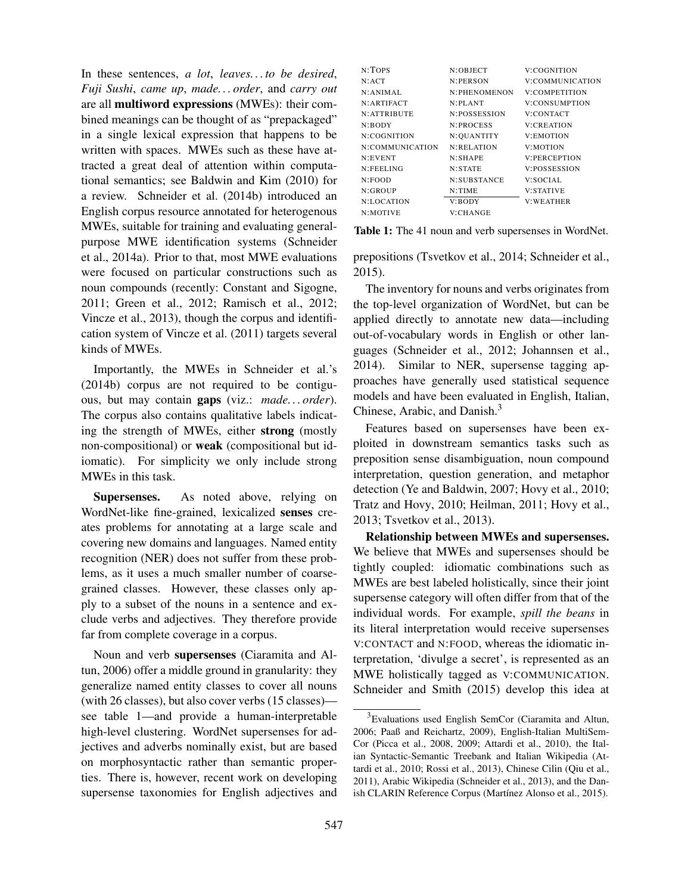In these sentences, *a lot*, *leaves...to be desired*, *Fuji Sushi*, *came up*, *made...order*, and *carry out* are all **multiword expressions** (MWEs): their combined meanings can be thought of as "prepackaged" in a single lexical expression that happens to be written with spaces. MWEs such as these have attracted a great deal of attention within computational semantics; see Baldwin and Kim (2010) for a review. Schneider et al. (2014b) introduced an English corpus resource annotated for heterogenous MWEs, suitable for training and evaluating general-purpose MWE identification systems (Schneider et al., 2014a). Prior to that, most MWE evaluations were focused on particular constructions such as noun compounds (recently: Constant and Sigogne, 2011; Green et al., 2012; Ramisch et al., 2012; Vincze et al., 2013), though the corpus and identification system of Vincze et al. (2011) targets several kinds of MWEs.

Importantly, the MWEs in Schneider et al.'s (2014b) corpus are not required to be contiguous, but may contain **gaps** (viz.: *made...order*). The corpus also contains qualitative labels indicating the strength of MWEs, either **strong** (mostly non-compositional) or **weak** (compositional but idiomatic). For simplicity we only include strong MWEs in this task.

**Supersenses.** As noted above, relying on WordNet-like fine-grained, lexicalized **senses** creates problems for annotating at a large scale and covering new domains and languages. Named entity recognition (NER) does not suffer from these problems, as it uses a much smaller number of coarse-grained classes. However, these classes only apply to a subset of the nouns in a sentence and exclude verbs and adjectives. They therefore provide far from complete coverage in a corpus.

Noun and verb **supersenses** (Ciaramita and Altun, 2006) offer a middle ground in granularity: they generalize named entity classes to cover all nouns (with 26 classes), but also cover verbs (15 classes)—see table 1—and provide a human-interpretable high-level clustering. WordNet supersenses for adjectives and adverbs nominally exist, but are based on morphosyntactic rather than semantic properties. There is, however, recent work on developing supersense taxonomies for English adjectives and prepositions (Tsvetkov et al., 2014; Schneider et al., 2015).

| | | |
|---|---|---|
| N:TOPS | N:OBJECT | V:COGNITION |
| N:ACT | N:PERSON | V:COMMUNICATION |
| N:ANIMAL | N:PHENOMENON | V:COMPETITION |
| N:ARTIFACT | N:PLANT | V:CONSUMPTION |
| N:ATTRIBUTE | N:POSSESSION | V:CONTACT |
| N:BODY | N:PROCESS | V:CREATION |
| N:COGNITION | N:QUANTITY | V:EMOTION |
| N:COMMUNICATION | N:RELATION | V:MOTION |
| N:EVENT | N:SHAPE | V:PERCEPTION |
| N:FEELING | N:STATE | V:POSSESSION |
| N:FOOD | N:SUBSTANCE | V:SOCIAL |
| N:GROUP | N:TIME | V:STATIVE |
| N:LOCATION | V:BODY | V:WEATHER |
| N:MOTIVE | V:CHANGE | |

**Table 1:** The 41 noun and verb supersenses in WordNet.

The inventory for nouns and verbs originates from the top-level organization of WordNet, but can be applied directly to annotate new data—including out-of-vocabulary words in English or other languages (Schneider et al., 2012; Johannsen et al., 2014). Similar to NER, supersense tagging approaches have generally used statistical sequence models and have been evaluated in English, Italian, Chinese, Arabic, and Danish.[3]

Features based on supersenses have been exploited in downstream semantics tasks such as preposition sense disambiguation, noun compound interpretation, question generation, and metaphor detection (Ye and Baldwin, 2007; Hovy et al., 2010; Tratz and Hovy, 2010; Heilman, 2011; Hovy et al., 2013; Tsvetkov et al., 2013).

**Relationship between MWEs and supersenses.** We believe that MWEs and supersenses should be tightly coupled: idiomatic combinations such as MWEs are best labeled holistically, since their joint supersense category will often differ from that of the individual words. For example, *spill the beans* in its literal interpretation would receive supersenses V:CONTACT and N:FOOD, whereas the idiomatic interpretation, 'divulge a secret', is represented as an MWE holistically tagged as V:COMMUNICATION. Schneider and Smith (2015) develop this idea at

[3] Evaluations used English SemCor (Ciaramita and Altun, 2006; Paaß and Reichartz, 2009), English-Italian MultiSemCor (Picca et al., 2008, 2009; Attardi et al., 2010), the Italian Syntactic-Semantic Treebank and Italian Wikipedia (Attardi et al., 2010; Rossi et al., 2013), Chinese Cilin (Qiu et al., 2011), Arabic Wikipedia (Schneider et al., 2013), and the Danish CLARIN Reference Corpus (Martínez Alonso et al., 2015).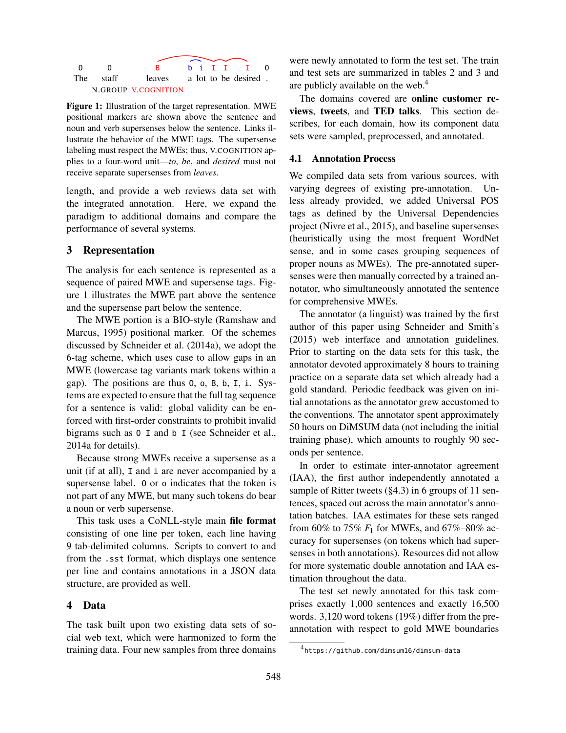```
O     O       B       b  i  I  I   I   O
The   staff   leaves  a  lot to be desired .
      N.GROUP V.COGNITION
```

**Figure 1:** Illustration of the target representation. MWE positional markers are shown above the sentence and noun and verb supersenses below the sentence. Links illustrate the behavior of the MWE tags. The supersense labeling must respect the MWEs; thus, V.COGNITION applies to a four-word unit—*to*, *be*, and *desired* must not receive separate supersenses from *leaves*.

length, and provide a web reviews data set with the integrated annotation. Here, we expand the paradigm to additional domains and compare the performance of several systems.

## 3 Representation

The analysis for each sentence is represented as a sequence of paired MWE and supersense tags. Figure 1 illustrates the MWE part above the sentence and the supersense part below the sentence.

The MWE portion is a BIO-style (Ramshaw and Marcus, 1995) positional marker. Of the schemes discussed by Schneider et al. (2014a), we adopt the 6-tag scheme, which uses case to allow gaps in an MWE (lowercase tag variants mark tokens within a gap). The positions are thus `O`, `o`, `B`, `b`, `I`, `i`. Systems are expected to ensure that the full tag sequence for a sentence is valid: global validity can be enforced with first-order constraints to prohibit invalid bigrams such as `O I` and `b I` (see Schneider et al., 2014a for details).

Because strong MWEs receive a supersense as a unit (if at all), `I` and `i` are never accompanied by a supersense label. `O` or `o` indicates that the token is not part of any MWE, but many such tokens do bear a noun or verb supersense.

This task uses a CoNLL-style main **file format** consisting of one line per token, each line having 9 tab-delimited columns. Scripts to convert to and from the `.sst` format, which displays one sentence per line and contains annotations in a JSON data structure, are provided as well.

## 4 Data

The task built upon two existing data sets of social web text, which were harmonized to form the training data. Four new samples from three domains were newly annotated to form the test set. The train and test sets are summarized in tables 2 and 3 and are publicly available on the web.[4]

The domains covered are **online customer reviews**, **tweets**, and **TED talks**. This section describes, for each domain, how its component data sets were sampled, preprocessed, and annotated.

### 4.1 Annotation Process

We compiled data sets from various sources, with varying degrees of existing pre-annotation. Unless already provided, we added Universal POS tags as defined by the Universal Dependencies project (Nivre et al., 2015), and baseline supersenses (heuristically using the most frequent WordNet sense, and in some cases grouping sequences of proper nouns as MWEs). The pre-annotated supersenses were then manually corrected by a trained annotator, who simultaneously annotated the sentence for comprehensive MWEs.

The annotator (a linguist) was trained by the first author of this paper using Schneider and Smith's (2015) web interface and annotation guidelines. Prior to starting on the data sets for this task, the annotator devoted approximately 8 hours to training practice on a separate data set which already had a gold standard. Periodic feedback was given on initial annotations as the annotator grew accustomed to the conventions. The annotator spent approximately 50 hours on DiMSUM data (not including the initial training phase), which amounts to roughly 90 seconds per sentence.

In order to estimate inter-annotator agreement (IAA), the first author independently annotated a sample of Ritter tweets (§4.3) in 6 groups of 11 sentences, spaced out across the main annotator's annotation batches. IAA estimates for these sets ranged from 60% to 75% $F_1$ for MWEs, and 67%–80% accuracy for supersenses (on tokens which had supersenses in both annotations). Resources did not allow for more systematic double annotation and IAA estimation throughout the data.

The test set newly annotated for this task comprises exactly 1,000 sentences and exactly 16,500 words. 3,120 word tokens (19%) differ from the pre-annotation with respect to gold MWE boundaries

[4] https://github.com/dimsum16/dimsum-data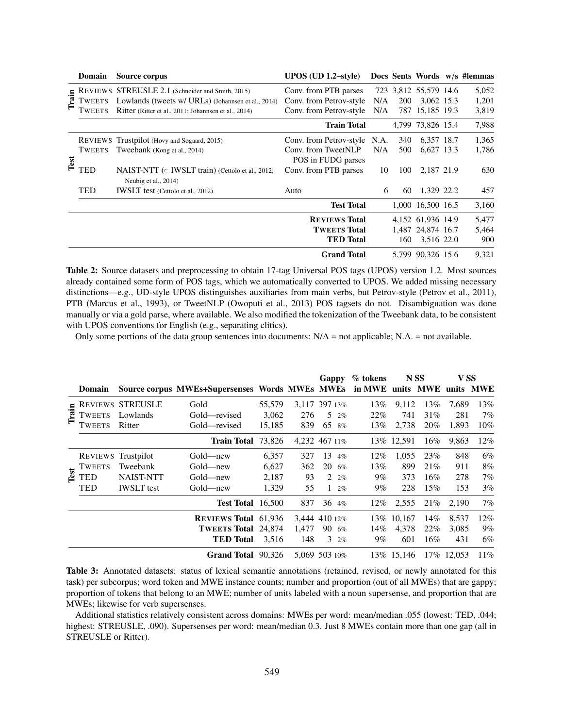| | Domain | Source corpus | UPOS (UD 1.2–style) | Docs | Sents | Words | w/s | #lemmas |
|---|---|---|---|---|---|---|---|---|
| Train | REVIEWS | STREUSLE 2.1 (Schneider and Smith, 2015) | Conv. from PTB parses | 723 | 3,812 | 55,579 | 14.6 | 5,052 |
| | TWEETS | Lowlands (tweets w/ URLs) (Johannsen et al., 2014) | Conv. from Petrov-style | N/A | 200 | 3,062 | 15.3 | 1,201 |
| | TWEETS | Ritter (Ritter et al., 2011; Johannsen et al., 2014) | Conv. from Petrov-style | N/A | 787 | 15,185 | 19.3 | 3,819 |
| | | | **Train Total** | | 4,799 | 73,826 | 15.4 | 7,988 |
| Test | REVIEWS | Trustpilot (Hovy and Søgaard, 2015) | Conv. from Petrov-style | N.A. | 340 | 6,357 | 18.7 | 1,365 |
| | TWEETS | Tweebank (Kong et al., 2014) | Conv. from TweetNLP POS in FUDG parses | N/A | 500 | 6,627 | 13.3 | 1,786 |
| | TED | NAIST-NTT (⊂ IWSLT train) (Cettolo et al., 2012; Neubig et al., 2014) | Conv. from PTB parses | 10 | 100 | 2,187 | 21.9 | 630 |
| | TED | IWSLT test (Cettolo et al., 2012) | Auto | 6 | 60 | 1,329 | 22.2 | 457 |
| | | | **Test Total** | | 1,000 | 16,500 | 16.5 | 3,160 |
| | | | **REVIEWS Total** | | 4,152 | 61,936 | 14.9 | 5,477 |
| | | | **TWEETS Total** | | 1,487 | 24,874 | 16.7 | 5,464 |
| | | | **TED Total** | | 160 | 3,516 | 22.0 | 900 |
| | | | **Grand Total** | | 5,799 | 90,326 | 15.6 | 9,321 |

**Table 2:** Source datasets and preprocessing to obtain 17-tag Universal POS tags (UPOS) version 1.2. Most sources already contained some form of POS tags, which we automatically converted to UPOS. We added missing necessary distinctions—e.g., UD-style UPOS distinguishes auxiliaries from main verbs, but Petrov-style (Petrov et al., 2011), PTB (Marcus et al., 1993), or TweetNLP (Owoputi et al., 2013) POS tagsets do not. Disambiguation was done manually or via a gold parse, where available. We also modified the tokenization of the Tweebank data, to be consistent with UPOS conventions for English (e.g., separating clitics).

Only some portions of the data group sentences into documents: N/A = not applicable; N.A. = not available.

| | Domain | Source corpus | MWEs+Supersenses | Words | MWEs | Gappy MWEs | | % tokens in MWE | N SS units | N SS MWE | V SS units | V SS MWE |
|---|---|---|---|---|---|---|---|---|---|---|---|---|
| Train | REVIEWS | STREUSLE | Gold | 55,579 | 3,117 | 397 | 13% | 13% | 9,112 | 13% | 7,689 | 13% |
| | TWEETS | Lowlands | Gold—revised | 3,062 | 276 | 5 | 2% | 22% | 741 | 31% | 281 | 7% |
| | TWEETS | Ritter | Gold—revised | 15,185 | 839 | 65 | 8% | 13% | 2,738 | 20% | 1,893 | 10% |
| | | | **Train Total** | 73,826 | 4,232 | 467 | 11% | 13% | 12,591 | 16% | 9,863 | 12% |
| Test | REVIEWS | Trustpilot | Gold—new | 6,357 | 327 | 13 | 4% | 12% | 1,055 | 23% | 848 | 6% |
| | TWEETS | Tweebank | Gold—new | 6,627 | 362 | 20 | 6% | 13% | 899 | 21% | 911 | 8% |
| | TED | NAIST-NTT | Gold—new | 2,187 | 93 | 2 | 2% | 9% | 373 | 16% | 278 | 7% |
| | TED | IWSLT test | Gold—new | 1,329 | 55 | 1 | 2% | 9% | 228 | 15% | 153 | 3% |
| | | | **Test Total** | 16,500 | 837 | 36 | 4% | 12% | 2,555 | 21% | 2,190 | 7% |
| | | | **REVIEWS Total** | 61,936 | 3,444 | 410 | 12% | 13% | 10,167 | 14% | 8,537 | 12% |
| | | | **TWEETS Total** | 24,874 | 1,477 | 90 | 6% | 14% | 4,378 | 22% | 3,085 | 9% |
| | | | **TED Total** | 3,516 | 148 | 3 | 2% | 9% | 601 | 16% | 431 | 6% |
| | | | **Grand Total** | 90,326 | 5,069 | 503 | 10% | 13% | 15,146 | 17% | 12,053 | 11% |

**Table 3:** Annotated datasets: status of lexical semantic annotations (retained, revised, or newly annotated for this task) per subcorpus; word token and MWE instance counts; number and proportion (out of all MWEs) that are gappy; proportion of tokens that belong to an MWE; number of units labeled with a noun supersense, and proportion that are MWEs; likewise for verb supersenses.

Additional statistics relatively consistent across domains: MWEs per word: mean/median .055 (lowest: TED, .044; highest: STREUSLE, .090). Supersenses per word: mean/median 0.3. Just 8 MWEs contain more than one gap (all in STREUSLE or Ritter).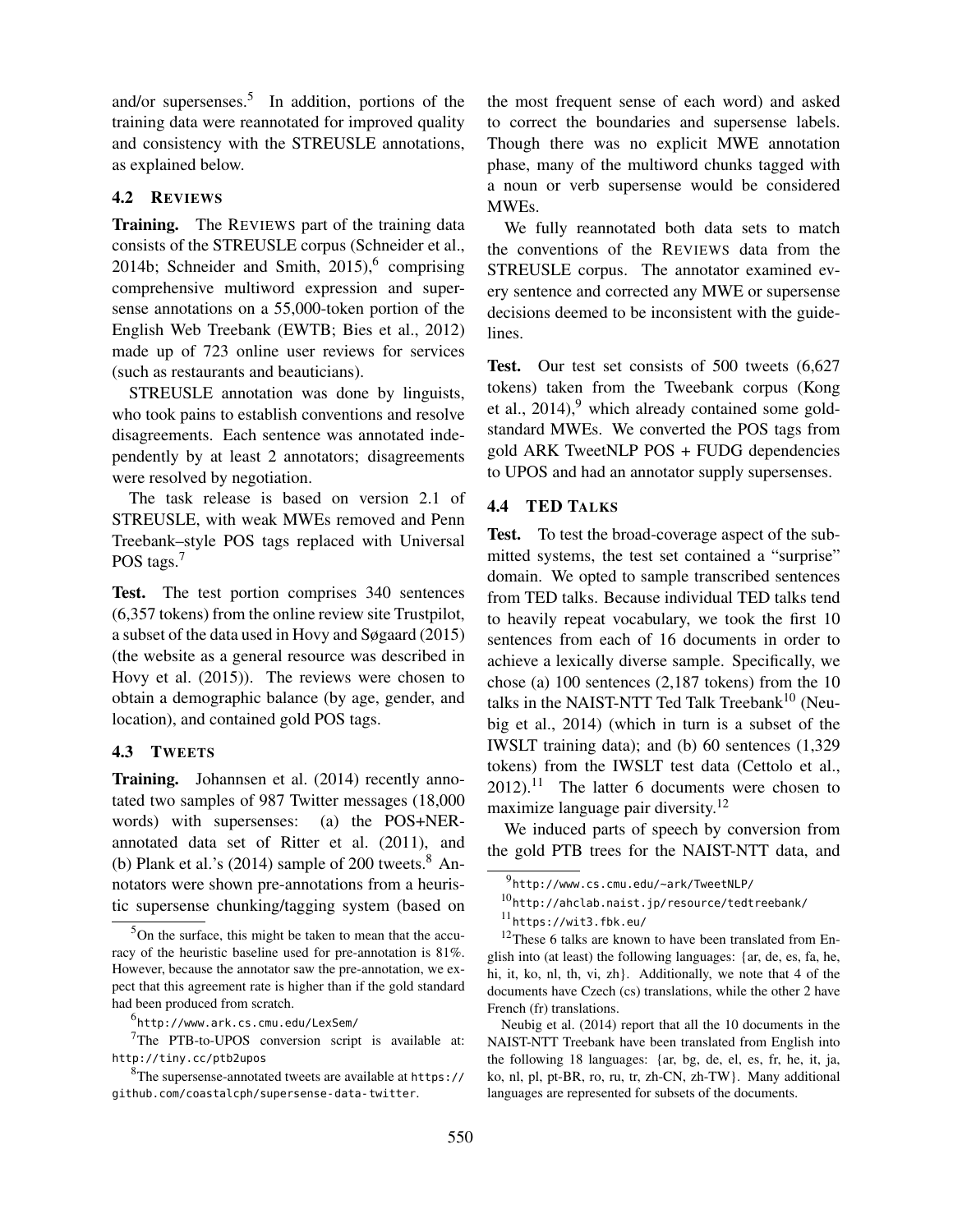and/or supersenses.[5] In addition, portions of the training data were reannotated for improved quality and consistency with the STREUSLE annotations, as explained below.

### 4.2 Reviews

**Training.** The Reviews part of the training data consists of the STREUSLE corpus (Schneider et al., 2014b; Schneider and Smith, 2015),[6] comprising comprehensive multiword expression and supersense annotations on a 55,000-token portion of the English Web Treebank (EWTB; Bies et al., 2012) made up of 723 online user reviews for services (such as restaurants and beauticians).

STREUSLE annotation was done by linguists, who took pains to establish conventions and resolve disagreements. Each sentence was annotated independently by at least 2 annotators; disagreements were resolved by negotiation.

The task release is based on version 2.1 of STREUSLE, with weak MWEs removed and Penn Treebank–style POS tags replaced with Universal POS tags.[7]

**Test.** The test portion comprises 340 sentences (6,357 tokens) from the online review site Trustpilot, a subset of the data used in Hovy and Søgaard (2015) (the website as a general resource was described in Hovy et al. (2015)). The reviews were chosen to obtain a demographic balance (by age, gender, and location), and contained gold POS tags.

### 4.3 Tweets

**Training.** Johannsen et al. (2014) recently annotated two samples of 987 Twitter messages (18,000 words) with supersenses: (a) the POS+NER-annotated data set of Ritter et al. (2011), and (b) Plank et al.'s (2014) sample of 200 tweets.[8] Annotators were shown pre-annotations from a heuristic supersense chunking/tagging system (based on the most frequent sense of each word) and asked to correct the boundaries and supersense labels. Though there was no explicit MWE annotation phase, many of the multiword chunks tagged with a noun or verb supersense would be considered MWEs.

We fully reannotated both data sets to match the conventions of the Reviews data from the STREUSLE corpus. The annotator examined every sentence and corrected any MWE or supersense decisions deemed to be inconsistent with the guidelines.

**Test.** Our test set consists of 500 tweets (6,627 tokens) taken from the Tweebank corpus (Kong et al., 2014),[9] which already contained some gold-standard MWEs. We converted the POS tags from gold ARK TweetNLP POS + FUDG dependencies to UPOS and had an annotator supply supersenses.

### 4.4 TED Talks

**Test.** To test the broad-coverage aspect of the submitted systems, the test set contained a "surprise" domain. We opted to sample transcribed sentences from TED talks. Because individual TED talks tend to heavily repeat vocabulary, we took the first 10 sentences from each of 16 documents in order to achieve a lexically diverse sample. Specifically, we chose (a) 100 sentences (2,187 tokens) from the 10 talks in the NAIST-NTT Ted Talk Treebank[10] (Neubig et al., 2014) (which in turn is a subset of the IWSLT training data); and (b) 60 sentences (1,329 tokens) from the IWSLT test data (Cettolo et al., 2012).[11] The latter 6 documents were chosen to maximize language pair diversity.[12]

We induced parts of speech by conversion from the gold PTB trees for the NAIST-NTT data, and

---

[5] On the surface, this might be taken to mean that the accuracy of the heuristic baseline used for pre-annotation is 81%. However, because the annotator saw the pre-annotation, we expect that this agreement rate is higher than if the gold standard had been produced from scratch.

[6] http://www.ark.cs.cmu.edu/LexSem/

[7] The PTB-to-UPOS conversion script is available at: http://tiny.cc/ptb2upos

[8] The supersense-annotated tweets are available at https://github.com/coastalcph/supersense-data-twitter.

[9] http://www.cs.cmu.edu/~ark/TweetNLP/

[10] http://ahclab.naist.jp/resource/tedtreebank/

[11] https://wit3.fbk.eu/

[12] These 6 talks are known to have been translated from English into (at least) the following languages: {ar, de, es, fa, he, hi, it, ko, nl, th, vi, zh}. Additionally, we note that 4 of the documents have Czech (cs) translations, while the other 2 have French (fr) translations.

Neubig et al. (2014) report that all the 10 documents in the NAIST-NTT Treebank have been translated from English into the following 18 languages: {ar, bg, de, el, es, fr, he, it, ja, ko, nl, pl, pt-BR, ro, ru, tr, zh-CN, zh-TW}. Many additional languages are represented for subsets of the documents.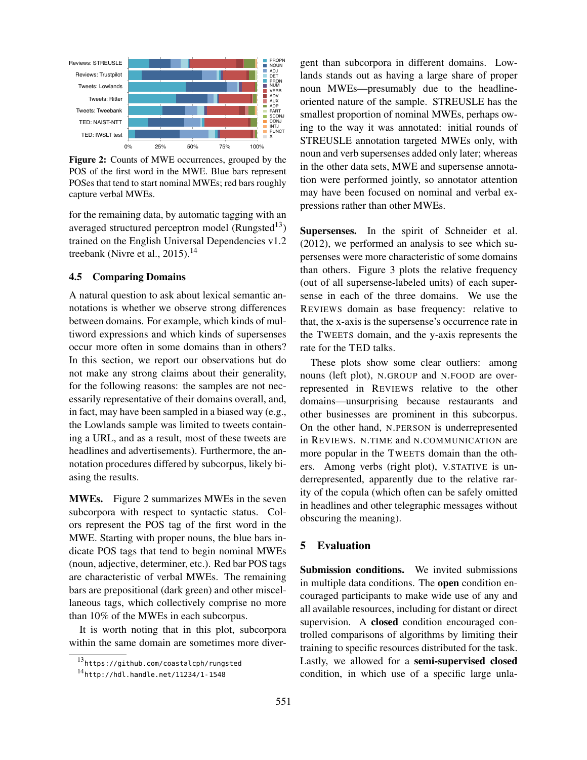**Figure 2:** Counts of MWE occurrences, grouped by the POS of the first word in the MWE. Blue bars represent POSes that tend to start nominal MWEs; red bars roughly capture verbal MWEs.

for the remaining data, by automatic tagging with an averaged structured perceptron model (Rungsted[13]) trained on the English Universal Dependencies v1.2 treebank (Nivre et al., 2015).[14]

## 4.5 Comparing Domains

A natural question to ask about lexical semantic annotations is whether we observe strong differences between domains. For example, which kinds of multiword expressions and which kinds of supersenses occur more often in some domains than in others? In this section, we report our observations but do not make any strong claims about their generality, for the following reasons: the samples are not necessarily representative of their domains overall, and, in fact, may have been sampled in a biased way (e.g., the Lowlands sample was limited to tweets containing a URL, and as a result, most of these tweets are headlines and advertisements). Furthermore, the annotation procedures differed by subcorpus, likely biasing the results.

**MWEs.** Figure 2 summarizes MWEs in the seven subcorpora with respect to syntactic status. Colors represent the POS tag of the first word in the MWE. Starting with proper nouns, the blue bars indicate POS tags that tend to begin nominal MWEs (noun, adjective, determiner, etc.). Red bar POS tags are characteristic of verbal MWEs. The remaining bars are prepositional (dark green) and other miscellaneous tags, which collectively comprise no more than 10% of the MWEs in each subcorpus.

It is worth noting that in this plot, subcorpora within the same domain are sometimes more divergent than subcorpora in different domains. Lowlands stands out as having a large share of proper noun MWEs—presumably due to the headline-oriented nature of the sample. STREUSLE has the smallest proportion of nominal MWEs, perhaps owing to the way it was annotated: initial rounds of STREUSLE annotation targeted MWEs only, with noun and verb supersenses added only later; whereas in the other data sets, MWE and supersense annotation were performed jointly, so annotator attention may have been focused on nominal and verbal expressions rather than other MWEs.

**Supersenses.** In the spirit of Schneider et al. (2012), we performed an analysis to see which supersenses were more characteristic of some domains than others. Figure 3 plots the relative frequency (out of all supersense-labeled units) of each supersense in each of the three domains. We use the REVIEWS domain as base frequency: relative to that, the x-axis is the supersense's occurrence rate in the TWEETS domain, and the y-axis represents the rate for the TED talks.

These plots show some clear outliers: among nouns (left plot), N.GROUP and N.FOOD are overrepresented in REVIEWS relative to the other domains—unsurprising because restaurants and other businesses are prominent in this subcorpus. On the other hand, N.PERSON is underrepresented in REVIEWS. N.TIME and N.COMMUNICATION are more popular in the TWEETS domain than the others. Among verbs (right plot), V.STATIVE is underrepresented, apparently due to the relative rarity of the copula (which often can be safely omitted in headlines and other telegraphic messages without obscuring the meaning).

# 5 Evaluation

**Submission conditions.** We invited submissions in multiple data conditions. The **open** condition encouraged participants to make wide use of any and all available resources, including for distant or direct supervision. A **closed** condition encouraged controlled comparisons of algorithms by limiting their training to specific resources distributed for the task. Lastly, we allowed for a **semi-supervised closed** condition, in which use of a specific large unla-

[13] https://github.com/coastalcph/rungsted

[14] http://hdl.handle.net/11234/1-1548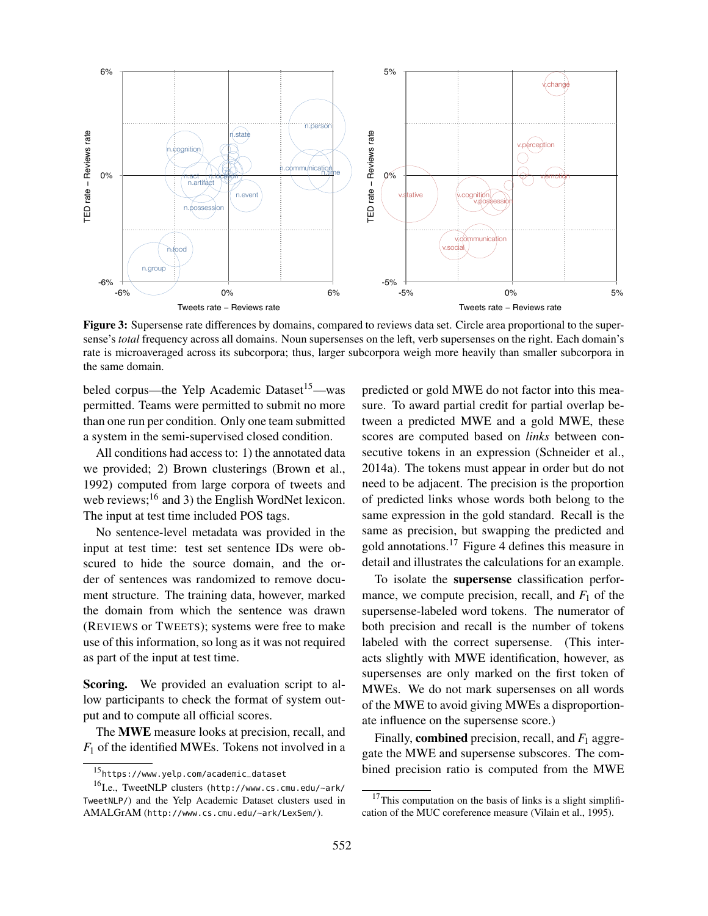**Figure 3:** Supersense rate differences by domains, compared to reviews data set. Circle area proportional to the supersense's *total* frequency across all domains. Noun supersenses on the left, verb supersenses on the right. Each domain's rate is microaveraged across its subcorpora; thus, larger subcorpora weigh more heavily than smaller subcorpora in the same domain.

beled corpus—the Yelp Academic Dataset[15]—was permitted. Teams were permitted to submit no more than one run per condition. Only one team submitted a system in the semi-supervised closed condition.

All conditions had access to: 1) the annotated data we provided; 2) Brown clusterings (Brown et al., 1992) computed from large corpora of tweets and web reviews;[16] and 3) the English WordNet lexicon. The input at test time included POS tags.

No sentence-level metadata was provided in the input at test time: test set sentence IDs were obscured to hide the source domain, and the order of sentences was randomized to remove document structure. The training data, however, marked the domain from which the sentence was drawn (REVIEWS or TWEETS); systems were free to make use of this information, so long as it was not required as part of the input at test time.

**Scoring.** We provided an evaluation script to allow participants to check the format of system output and to compute all official scores.

The **MWE** measure looks at precision, recall, and $F_1$ of the identified MWEs. Tokens not involved in a predicted or gold MWE do not factor into this measure. To award partial credit for partial overlap between a predicted MWE and a gold MWE, these scores are computed based on *links* between consecutive tokens in an expression (Schneider et al., 2014a). The tokens must appear in order but do not need to be adjacent. The precision is the proportion of predicted links whose words both belong to the same expression in the gold standard. Recall is the same as precision, but swapping the predicted and gold annotations.[17] Figure 4 defines this measure in detail and illustrates the calculations for an example.

To isolate the **supersense** classification performance, we compute precision, recall, and $F_1$ of the supersense-labeled word tokens. The numerator of both precision and recall is the number of tokens labeled with the correct supersense. (This interacts slightly with MWE identification, however, as supersenses are only marked on the first token of MWEs. We do not mark supersenses on all words of the MWE to avoid giving MWEs a disproportionate influence on the supersense score.)

Finally, **combined** precision, recall, and $F_1$ aggregate the MWE and supersense subscores. The combined precision ratio is computed from the MWE

[15] https://www.yelp.com/academic_dataset

[16] I.e., TweetNLP clusters (http://www.cs.cmu.edu/~ark/TweetNLP/) and the Yelp Academic Dataset clusters used in AMALGrAM (http://www.cs.cmu.edu/~ark/LexSem/).

[17] This computation on the basis of links is a slight simplification of the MUC coreference measure (Vilain et al., 1995).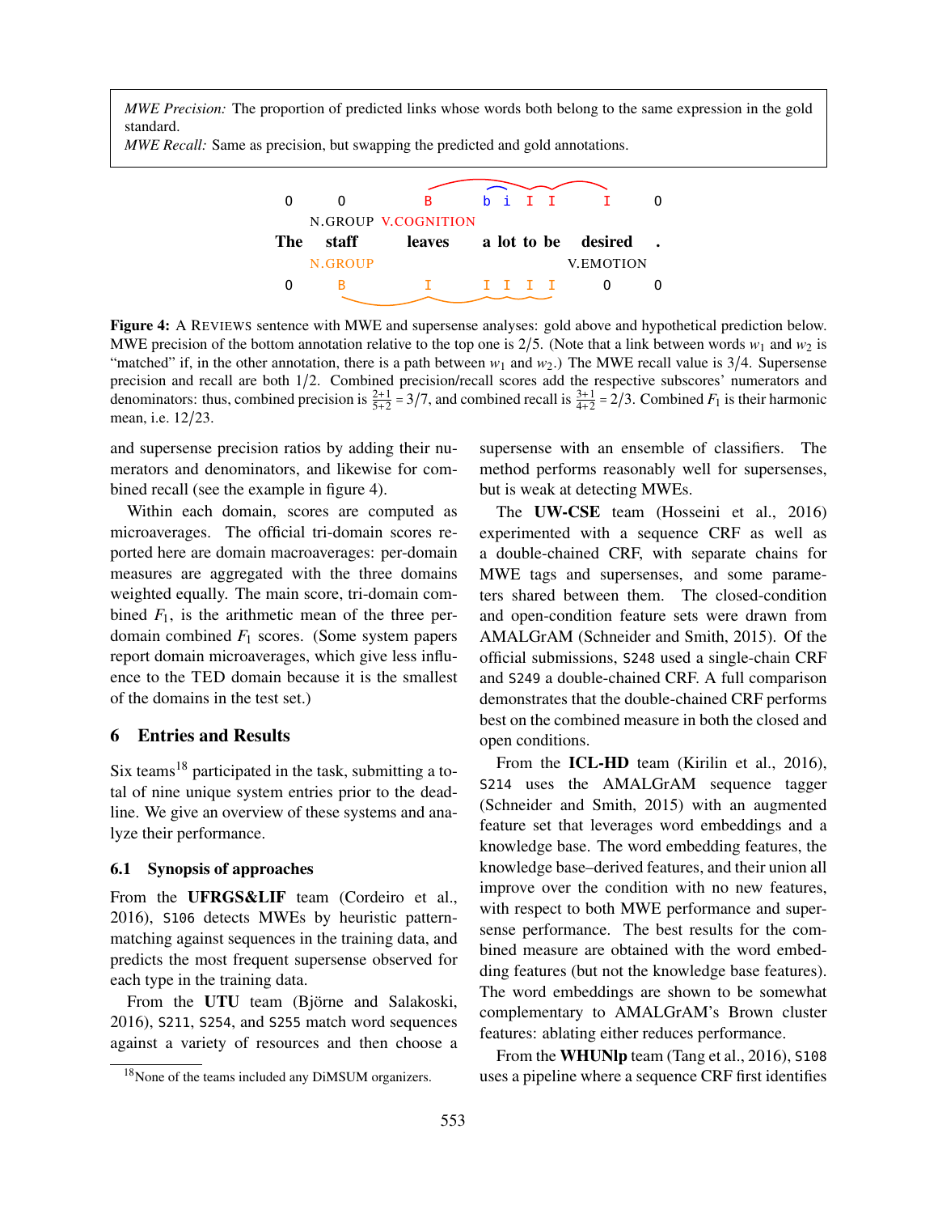*MWE Precision:* The proportion of predicted links whose words both belong to the same expression in the gold standard.
*MWE Recall:* Same as precision, but swapping the predicted and gold annotations.

| O | O | B | b | i | I | I | I | O |
|---|---|---|---|---|---|---|---|---|
| | N.GROUP | V.COGNITION | | | | | | |
| **The** | **staff** | **leaves** | **a** | **lot** | **to** | **be** | **desired** | **.** |
| | N.GROUP | | | | | | V.EMOTION | |
| O | B | I | I | I | I | I | O | O |

**Figure 4:** A REVIEWS sentence with MWE and supersense analyses: gold above and hypothetical prediction below. MWE precision of the bottom annotation relative to the top one is 2/5. (Note that a link between words $w_1$ and $w_2$ is "matched" if, in the other annotation, there is a path between $w_1$ and $w_2$.) The MWE recall value is 3/4. Supersense precision and recall are both 1/2. Combined precision/recall scores add the respective subscores' numerators and denominators: thus, combined precision is $\frac{2+1}{5+2} = 3/7$, and combined recall is $\frac{3+1}{4+2} = 2/3$. Combined $F_1$ is their harmonic mean, i.e. 12/23.

and supersense precision ratios by adding their numerators and denominators, and likewise for combined recall (see the example in figure 4).

Within each domain, scores are computed as microaverages. The official tri-domain scores reported here are domain macroaverages: per-domain measures are aggregated with the three domains weighted equally. The main score, tri-domain combined $F_1$, is the arithmetic mean of the three per-domain combined $F_1$ scores. (Some system papers report domain microaverages, which give less influence to the TED domain because it is the smallest of the domains in the test set.)

## 6 Entries and Results

Six teams[18] participated in the task, submitting a total of nine unique system entries prior to the deadline. We give an overview of these systems and analyze their performance.

### 6.1 Synopsis of approaches

From the **UFRGS&LIF** team (Cordeiro et al., 2016), S106 detects MWEs by heuristic pattern-matching against sequences in the training data, and predicts the most frequent supersense observed for each type in the training data.

From the **UTU** team (Björne and Salakoski, 2016), S211, S254, and S255 match word sequences against a variety of resources and then choose a supersense with an ensemble of classifiers. The method performs reasonably well for supersenses, but is weak at detecting MWEs.

The **UW-CSE** team (Hosseini et al., 2016) experimented with a sequence CRF as well as a double-chained CRF, with separate chains for MWE tags and supersenses, and some parameters shared between them. The closed-condition and open-condition feature sets were drawn from AMALGrAM (Schneider and Smith, 2015). Of the official submissions, S248 used a single-chain CRF and S249 a double-chained CRF. A full comparison demonstrates that the double-chained CRF performs best on the combined measure in both the closed and open conditions.

From the **ICL-HD** team (Kirilin et al., 2016), S214 uses the AMALGrAM sequence tagger (Schneider and Smith, 2015) with an augmented feature set that leverages word embeddings and a knowledge base. The word embedding features, the knowledge base–derived features, and their union all improve over the condition with no new features, with respect to both MWE performance and supersense performance. The best results for the combined measure are obtained with the word embedding features (but not the knowledge base features). The word embeddings are shown to be somewhat complementary to AMALGrAM's Brown cluster features: ablating either reduces performance.

From the **WHUNlp** team (Tang et al., 2016), S108 uses a pipeline where a sequence CRF first identifies

[18]None of the teams included any DiMSUM organizers.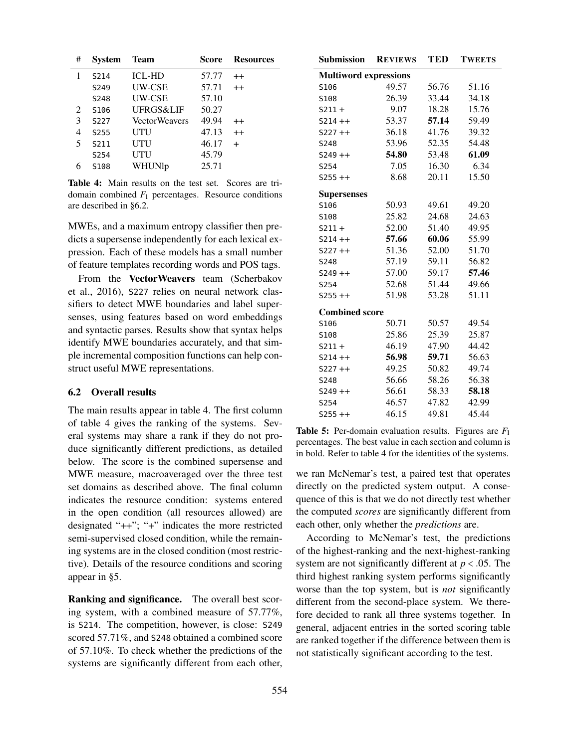| # | System | Team | Score | Resources |
|---|---|---|---|---|
| 1 | S214 | ICL-HD | 57.77 | ++ |
| | S249 | UW-CSE | 57.71 | ++ |
| | S248 | UW-CSE | 57.10 | |
| 2 | S106 | UFRGS&LIF | 50.27 | |
| 3 | S227 | VectorWeavers | 49.94 | ++ |
| 4 | S255 | UTU | 47.13 | ++ |
| 5 | S211 | UTU | 46.17 | + |
| | S254 | UTU | 45.79 | |
| 6 | S108 | WHUNlp | 25.71 | |

**Table 4:** Main results on the test set. Scores are tri-domain combined $F_1$ percentages. Resource conditions are described in §6.2.

MWEs, and a maximum entropy classifier then predicts a supersense independently for each lexical expression. Each of these models has a small number of feature templates recording words and POS tags.

From the **VectorWeavers** team (Scherbakov et al., 2016), S227 relies on neural network classifiers to detect MWE boundaries and label supersenses, using features based on word embeddings and syntactic parses. Results show that syntax helps identify MWE boundaries accurately, and that simple incremental composition functions can help construct useful MWE representations.

### 6.2 Overall results

The main results appear in table 4. The first column of table 4 gives the ranking of the systems. Several systems may share a rank if they do not produce significantly different predictions, as detailed below. The score is the combined supersense and MWE measure, macroaveraged over the three test set domains as described above. The final column indicates the resource condition: systems entered in the open condition (all resources allowed) are designated "++"; "+" indicates the more restricted semi-supervised closed condition, while the remaining systems are in the closed condition (most restrictive). Details of the resource conditions and scoring appear in §5.

**Ranking and significance.** The overall best scoring system, with a combined measure of 57.77%, is S214. The competition, however, is close: S249 scored 57.71%, and S248 obtained a combined score of 57.10%. To check whether the predictions of the systems are significantly different from each other, we ran McNemar's test, a paired test that operates directly on the predicted system output. A consequence of this is that we do not directly test whether the computed *scores* are significantly different from each other, only whether the *predictions* are.

According to McNemar's test, the predictions of the highest-ranking and the next-highest-ranking system are not significantly different at $p < .05$. The third highest ranking system performs significantly worse than the top system, but is *not* significantly different from the second-place system. We therefore decided to rank all three systems together. In general, adjacent entries in the sorted scoring table are ranked together if the difference between them is not statistically significant according to the test.

| Submission | REVIEWS | TED | TWEETS |
|---|---|---|---|
| **Multiword expressions** | | | |
| S106 | 49.57 | 56.76 | 51.16 |
| S108 | 26.39 | 33.44 | 34.18 |
| S211 + | 9.07 | 18.28 | 15.76 |
| S214 ++ | 53.37 | **57.14** | 59.49 |
| S227 ++ | 36.18 | 41.76 | 39.32 |
| S248 | 53.96 | 52.35 | 54.48 |
| S249 ++ | **54.80** | 53.48 | **61.09** |
| S254 | 7.05 | 16.30 | 6.34 |
| S255 ++ | 8.68 | 20.11 | 15.50 |
| **Supersenses** | | | |
| S106 | 50.93 | 49.61 | 49.20 |
| S108 | 25.82 | 24.68 | 24.63 |
| S211 + | 52.00 | 51.40 | 49.95 |
| S214 ++ | **57.66** | **60.06** | 55.99 |
| S227 ++ | 51.36 | 52.00 | 51.70 |
| S248 | 57.19 | 59.11 | 56.82 |
| S249 ++ | 57.00 | 59.17 | **57.46** |
| S254 | 52.68 | 51.44 | 49.66 |
| S255 ++ | 51.98 | 53.28 | 51.11 |
| **Combined score** | | | |
| S106 | 50.71 | 50.57 | 49.54 |
| S108 | 25.86 | 25.39 | 25.87 |
| S211 + | 46.19 | 47.90 | 44.42 |
| S214 ++ | **56.98** | **59.71** | 56.63 |
| S227 ++ | 49.25 | 50.82 | 49.74 |
| S248 | 56.66 | 58.26 | 56.38 |
| S249 ++ | 56.61 | 58.33 | **58.18** |
| S254 | 46.57 | 47.82 | 42.99 |
| S255 ++ | 46.15 | 49.81 | 45.44 |

**Table 5:** Per-domain evaluation results. Figures are $F_1$ percentages. The best value in each section and column is in bold. Refer to table 4 for the identities of the systems.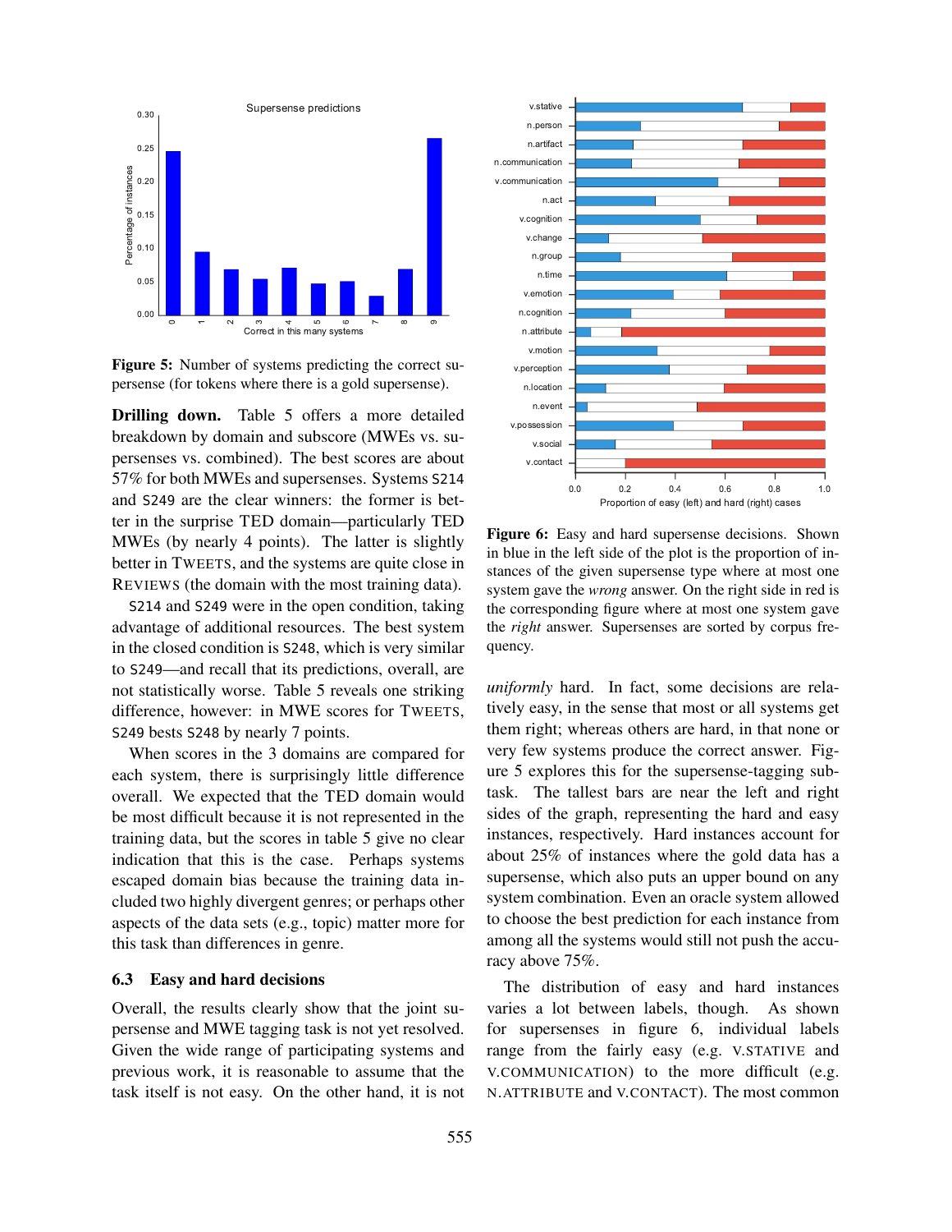**Figure 5:** Number of systems predicting the correct supersense (for tokens where there is a gold supersense).

**Drilling down.** Table 5 offers a more detailed breakdown by domain and subscore (MWEs vs. supersenses vs. combined). The best scores are about 57% for both MWEs and supersenses. Systems S214 and S249 are the clear winners: the former is better in the surprise TED domain—particularly TED MWEs (by nearly 4 points). The latter is slightly better in TWEETS, and the systems are quite close in REVIEWS (the domain with the most training data).

S214 and S249 were in the open condition, taking advantage of additional resources. The best system in the closed condition is S248, which is very similar to S249—and recall that its predictions, overall, are not statistically worse. Table 5 reveals one striking difference, however: in MWE scores for TWEETS, S249 bests S248 by nearly 7 points.

When scores in the 3 domains are compared for each system, there is surprisingly little difference overall. We expected that the TED domain would be most difficult because it is not represented in the training data, but the scores in table 5 give no clear indication that this is the case. Perhaps systems escaped domain bias because the training data included two highly divergent genres; or perhaps other aspects of the data sets (e.g., topic) matter more for this task than differences in genre.

### 6.3 Easy and hard decisions

Overall, the results clearly show that the joint supersense and MWE tagging task is not yet resolved. Given the wide range of participating systems and previous work, it is reasonable to assume that the task itself is not easy. On the other hand, it is not *uniformly* hard. In fact, some decisions are relatively easy, in the sense that most or all systems get them right; whereas others are hard, in that none or very few systems produce the correct answer. Figure 5 explores this for the supersense-tagging subtask. The tallest bars are near the left and right sides of the graph, representing the hard and easy instances, respectively. Hard instances account for about 25% of instances where the gold data has a supersense, which also puts an upper bound on any system combination. Even an oracle system allowed to choose the best prediction for each instance from among all the systems would still not push the accuracy above 75%.

**Figure 6:** Easy and hard supersense decisions. Shown in blue in the left side of the plot is the proportion of instances of the given supersense type where at most one system gave the *wrong* answer. On the right side in red is the corresponding figure where at most one system gave the *right* answer. Supersenses are sorted by corpus frequency.

The distribution of easy and hard instances varies a lot between labels, though. As shown for supersenses in figure 6, individual labels range from the fairly easy (e.g. V.STATIVE and V.COMMUNICATION) to the more difficult (e.g. N.ATTRIBUTE and V.CONTACT). The most common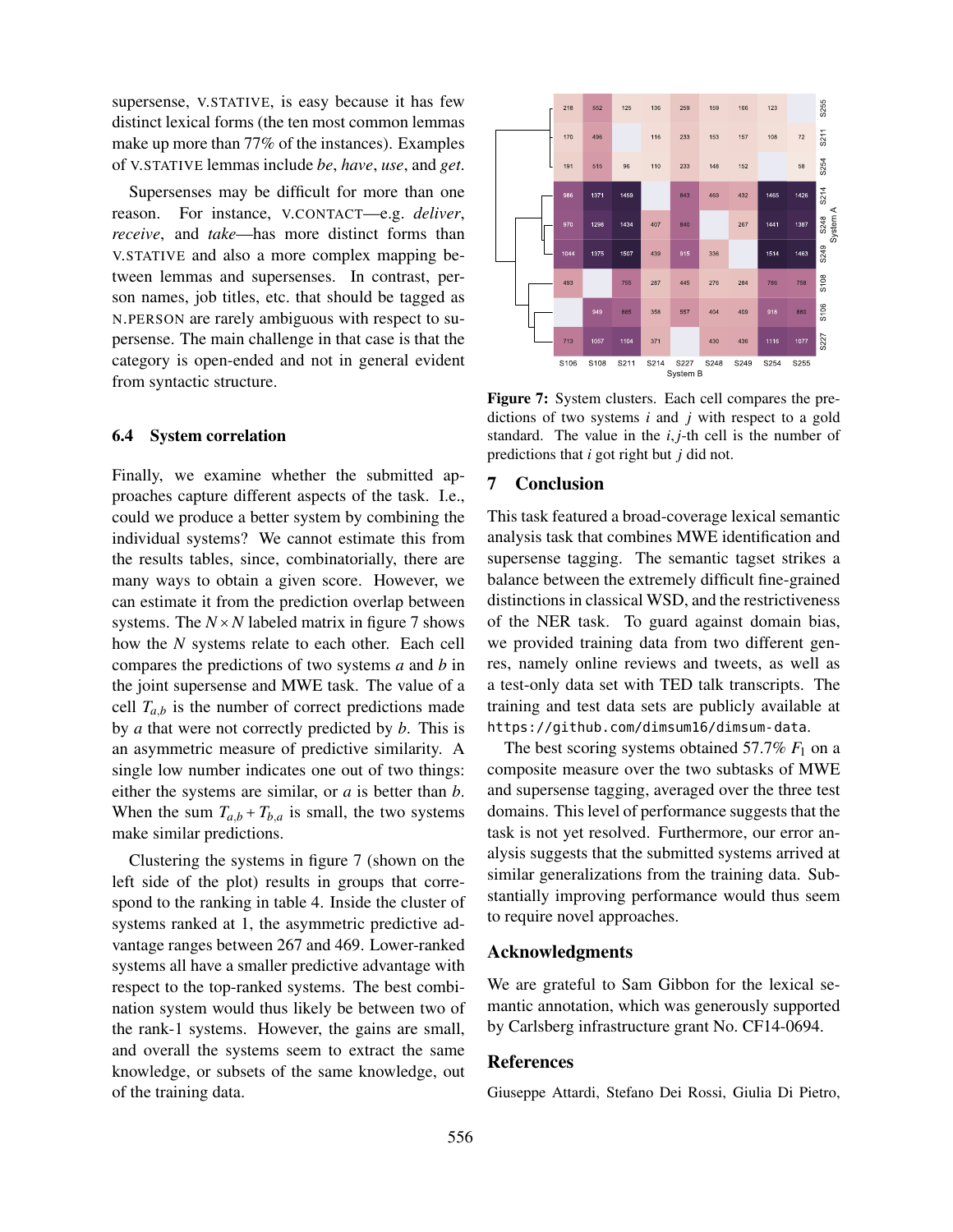supersense, V.STATIVE, is easy because it has few distinct lexical forms (the ten most common lemmas make up more than 77% of the instances). Examples of V.STATIVE lemmas include *be*, *have*, *use*, and *get*.

Supersenses may be difficult for more than one reason. For instance, V.CONTACT—e.g. *deliver*, *receive*, and *take*—has more distinct forms than V.STATIVE and also a more complex mapping between lemmas and supersenses. In contrast, person names, job titles, etc. that should be tagged as N.PERSON are rarely ambiguous with respect to supersense. The main challenge in that case is that the category is open-ended and not in general evident from syntactic structure.

### 6.4 System correlation

Finally, we examine whether the submitted approaches capture different aspects of the task. I.e., could we produce a better system by combining the individual systems? We cannot estimate this from the results tables, since, combinatorially, there are many ways to obtain a given score. However, we can estimate it from the prediction overlap between systems. The $N \times N$ labeled matrix in figure 7 shows how the $N$ systems relate to each other. Each cell compares the predictions of two systems $a$ and $b$ in the joint supersense and MWE task. The value of a cell $T_{a,b}$ is the number of correct predictions made by $a$ that were not correctly predicted by $b$. This is an asymmetric measure of predictive similarity. A single low number indicates one out of two things: either the systems are similar, or $a$ is better than $b$. When the sum $T_{a,b} + T_{b,a}$ is small, the two systems make similar predictions.

Clustering the systems in figure 7 (shown on the left side of the plot) results in groups that correspond to the ranking in table 4. Inside the cluster of systems ranked at 1, the asymmetric predictive advantage ranges between 267 and 469. Lower-ranked systems all have a smaller predictive advantage with respect to the top-ranked systems. The best combination system would thus likely be between two of the rank-1 systems. However, the gains are small, and overall the systems seem to extract the same knowledge, or subsets of the same knowledge, out of the training data.

| System A \ System B | S106 | S108 | S211 | S214 | S227 | S248 | S249 | S254 | S255 |
|---|---|---|---|---|---|---|---|---|---|
| S255 | 218 | 552 | 125 | 136 | 259 | 159 | 166 | 123 | |
| S211 | 170 | 496 | | 116 | 233 | 153 | 157 | 108 | 72 |
| S254 | 191 | 515 | 96 | 110 | 233 | 148 | 152 | | 58 |
| S214 | 986 | 1371 | 1459 | | 843 | 469 | 432 | 1465 | 1426 |
| S248 | 970 | 1298 | 1434 | 407 | 840 | | 267 | 1441 | 1387 |
| S249 | 1044 | 1375 | 1507 | 439 | 915 | 336 | | 1514 | 1463 |
| S108 | 493 | | 755 | 287 | 445 | 276 | 284 | 786 | 758 |
| S106 | | 949 | 885 | 358 | 557 | 404 | 409 | 918 | 880 |
| S227 | 713 | 1057 | 1104 | 371 | | 430 | 436 | 1116 | 1077 |

**Figure 7:** System clusters. Each cell compares the predictions of two systems $i$ and $j$ with respect to a gold standard. The value in the $i,j$-th cell is the number of predictions that $i$ got right but $j$ did not.

## 7 Conclusion

This task featured a broad-coverage lexical semantic analysis task that combines MWE identification and supersense tagging. The semantic tagset strikes a balance between the extremely difficult fine-grained distinctions in classical WSD, and the restrictiveness of the NER task. To guard against domain bias, we provided training data from two different genres, namely online reviews and tweets, as well as a test-only data set with TED talk transcripts. The training and test data sets are publicly available at `https://github.com/dimsum16/dimsum-data`.

The best scoring systems obtained 57.7% $F_1$ on a composite measure over the two subtasks of MWE and supersense tagging, averaged over the three test domains. This level of performance suggests that the task is not yet resolved. Furthermore, our error analysis suggests that the submitted systems arrived at similar generalizations from the training data. Substantially improving performance would thus seem to require novel approaches.

## Acknowledgments

We are grateful to Sam Gibbon for the lexical semantic annotation, which was generously supported by Carlsberg infrastructure grant No. CF14-0694.

## References

Giuseppe Attardi, Stefano Dei Rossi, Giulia Di Pietro,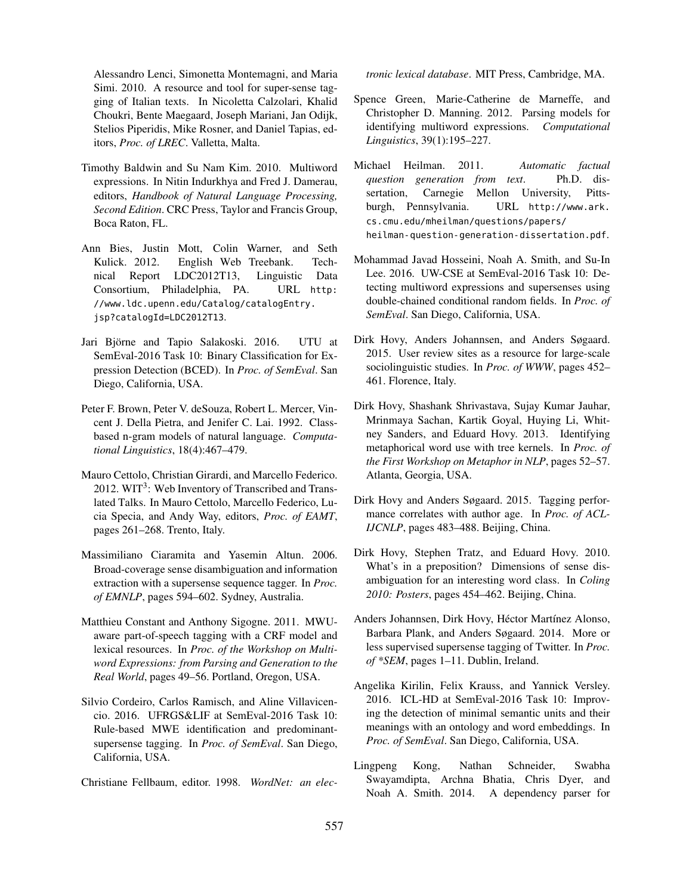Alessandro Lenci, Simonetta Montemagni, and Maria Simi. 2010. A resource and tool for super-sense tagging of Italian texts. In Nicoletta Calzolari, Khalid Choukri, Bente Maegaard, Joseph Mariani, Jan Odijk, Stelios Piperidis, Mike Rosner, and Daniel Tapias, editors, *Proc. of LREC*. Valletta, Malta.

Timothy Baldwin and Su Nam Kim. 2010. Multiword expressions. In Nitin Indurkhya and Fred J. Damerau, editors, *Handbook of Natural Language Processing, Second Edition*. CRC Press, Taylor and Francis Group, Boca Raton, FL.

Ann Bies, Justin Mott, Colin Warner, and Seth Kulick. 2012. English Web Treebank. Technical Report LDC2012T13, Linguistic Data Consortium, Philadelphia, PA. URL http://www.ldc.upenn.edu/Catalog/catalogEntry.jsp?catalogId=LDC2012T13.

Jari Björne and Tapio Salakoski. 2016. UTU at SemEval-2016 Task 10: Binary Classification for Expression Detection (BCED). In *Proc. of SemEval*. San Diego, California, USA.

Peter F. Brown, Peter V. deSouza, Robert L. Mercer, Vincent J. Della Pietra, and Jenifer C. Lai. 1992. Class-based n-gram models of natural language. *Computational Linguistics*, 18(4):467–479.

Mauro Cettolo, Christian Girardi, and Marcello Federico. 2012. WIT$^3$: Web Inventory of Transcribed and Translated Talks. In Mauro Cettolo, Marcello Federico, Lucia Specia, and Andy Way, editors, *Proc. of EAMT*, pages 261–268. Trento, Italy.

Massimiliano Ciaramita and Yasemin Altun. 2006. Broad-coverage sense disambiguation and information extraction with a supersense sequence tagger. In *Proc. of EMNLP*, pages 594–602. Sydney, Australia.

Matthieu Constant and Anthony Sigogne. 2011. MWU-aware part-of-speech tagging with a CRF model and lexical resources. In *Proc. of the Workshop on Multiword Expressions: from Parsing and Generation to the Real World*, pages 49–56. Portland, Oregon, USA.

Silvio Cordeiro, Carlos Ramisch, and Aline Villavicencio. 2016. UFRGS&LIF at SemEval-2016 Task 10: Rule-based MWE identification and predominant-supersense tagging. In *Proc. of SemEval*. San Diego, California, USA.

Christiane Fellbaum, editor. 1998. *WordNet: an electronic lexical database*. MIT Press, Cambridge, MA.

Spence Green, Marie-Catherine de Marneffe, and Christopher D. Manning. 2012. Parsing models for identifying multiword expressions. *Computational Linguistics*, 39(1):195–227.

Michael Heilman. 2011. *Automatic factual question generation from text*. Ph.D. dissertation, Carnegie Mellon University, Pittsburgh, Pennsylvania. URL http://www.ark.cs.cmu.edu/mheilman/questions/papers/heilman-question-generation-dissertation.pdf.

Mohammad Javad Hosseini, Noah A. Smith, and Su-In Lee. 2016. UW-CSE at SemEval-2016 Task 10: Detecting multiword expressions and supersenses using double-chained conditional random fields. In *Proc. of SemEval*. San Diego, California, USA.

Dirk Hovy, Anders Johannsen, and Anders Søgaard. 2015. User review sites as a resource for large-scale sociolinguistic studies. In *Proc. of WWW*, pages 452–461. Florence, Italy.

Dirk Hovy, Shashank Shrivastava, Sujay Kumar Jauhar, Mrinmaya Sachan, Kartik Goyal, Huying Li, Whitney Sanders, and Eduard Hovy. 2013. Identifying metaphorical word use with tree kernels. In *Proc. of the First Workshop on Metaphor in NLP*, pages 52–57. Atlanta, Georgia, USA.

Dirk Hovy and Anders Søgaard. 2015. Tagging performance correlates with author age. In *Proc. of ACL-IJCNLP*, pages 483–488. Beijing, China.

Dirk Hovy, Stephen Tratz, and Eduard Hovy. 2010. What's in a preposition? Dimensions of sense disambiguation for an interesting word class. In *Coling 2010: Posters*, pages 454–462. Beijing, China.

Anders Johannsen, Dirk Hovy, Héctor Martínez Alonso, Barbara Plank, and Anders Søgaard. 2014. More or less supervised supersense tagging of Twitter. In *Proc. of *SEM*, pages 1–11. Dublin, Ireland.

Angelika Kirilin, Felix Krauss, and Yannick Versley. 2016. ICL-HD at SemEval-2016 Task 10: Improving the detection of minimal semantic units and their meanings with an ontology and word embeddings. In *Proc. of SemEval*. San Diego, California, USA.

Lingpeng Kong, Nathan Schneider, Swabha Swayamdipta, Archna Bhatia, Chris Dyer, and Noah A. Smith. 2014. A dependency parser for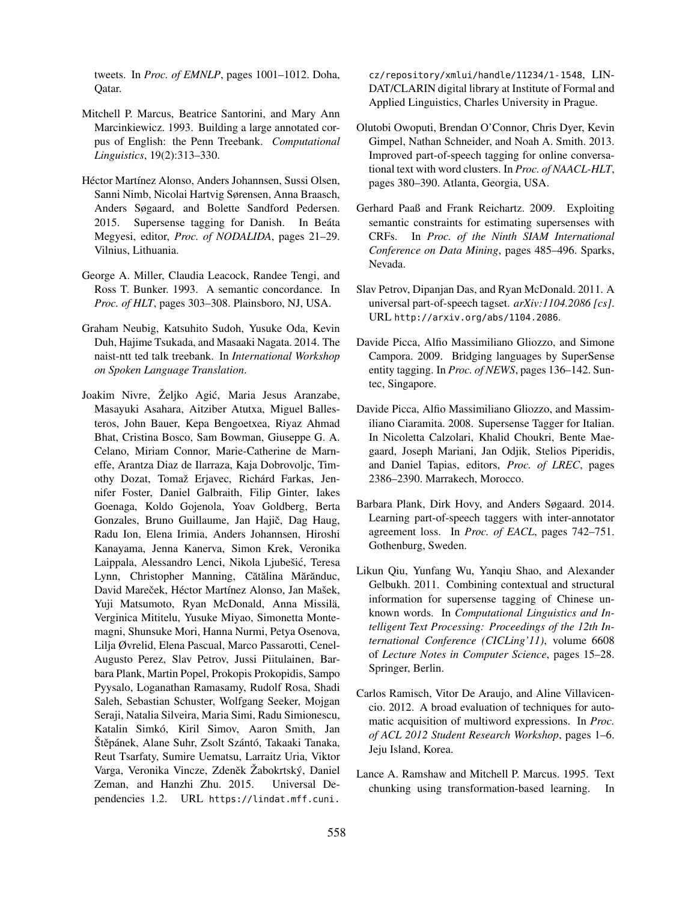tweets. In *Proc. of EMNLP*, pages 1001–1012. Doha, Qatar.

Mitchell P. Marcus, Beatrice Santorini, and Mary Ann Marcinkiewicz. 1993. Building a large annotated corpus of English: the Penn Treebank. *Computational Linguistics*, 19(2):313–330.

Héctor Martínez Alonso, Anders Johannsen, Sussi Olsen, Sanni Nimb, Nicolai Hartvig Sørensen, Anna Braasch, Anders Søgaard, and Bolette Sandford Pedersen. 2015. Supersense tagging for Danish. In Beáta Megyesi, editor, *Proc. of NODALIDA*, pages 21–29. Vilnius, Lithuania.

George A. Miller, Claudia Leacock, Randee Tengi, and Ross T. Bunker. 1993. A semantic concordance. In *Proc. of HLT*, pages 303–308. Plainsboro, NJ, USA.

Graham Neubig, Katsuhito Sudoh, Yusuke Oda, Kevin Duh, Hajime Tsukada, and Masaaki Nagata. 2014. The naist-ntt ted talk treebank. In *International Workshop on Spoken Language Translation*.

Joakim Nivre, Željko Agić, Maria Jesus Aranzabe, Masayuki Asahara, Aitziber Atutxa, Miguel Ballesteros, John Bauer, Kepa Bengoetxea, Riyaz Ahmad Bhat, Cristina Bosco, Sam Bowman, Giuseppe G. A. Celano, Miriam Connor, Marie-Catherine de Marneffe, Arantza Diaz de Ilarraza, Kaja Dobrovoljc, Timothy Dozat, Tomaž Erjavec, Richárd Farkas, Jennifer Foster, Daniel Galbraith, Filip Ginter, Iakes Goenaga, Koldo Gojenola, Yoav Goldberg, Berta Gonzales, Bruno Guillaume, Jan Hajič, Dag Haug, Radu Ion, Elena Irimia, Anders Johannsen, Hiroshi Kanayama, Jenna Kanerva, Simon Krek, Veronika Laippala, Alessandro Lenci, Nikola Ljubešić, Teresa Lynn, Christopher Manning, Cătălina Mărănduc, David Mareček, Héctor Martínez Alonso, Jan Mašek, Yuji Matsumoto, Ryan McDonald, Anna Missilä, Verginica Mititelu, Yusuke Miyao, Simonetta Montemagni, Shunsuke Mori, Hanna Nurmi, Petya Osenova, Lilja Øvrelid, Elena Pascual, Marco Passarotti, Cenel-Augusto Perez, Slav Petrov, Jussi Piitulainen, Barbara Plank, Martin Popel, Prokopis Prokopidis, Sampo Pyysalo, Loganathan Ramasamy, Rudolf Rosa, Shadi Saleh, Sebastian Schuster, Wolfgang Seeker, Mojgan Seraji, Natalia Silveira, Maria Simi, Radu Simionescu, Katalin Simkó, Kiril Simov, Aaron Smith, Jan Štěpánek, Alane Suhr, Zsolt Szántó, Takaaki Tanaka, Reut Tsarfaty, Sumire Uematsu, Larraitz Uria, Viktor Varga, Veronika Vincze, Zdeněk Žabokrtský, Daniel Zeman, and Hanzhi Zhu. 2015. Universal Dependencies 1.2. URL https://lindat.mff.cuni.cz/repository/xmlui/handle/11234/1-1548, LINDAT/CLARIN digital library at Institute of Formal and Applied Linguistics, Charles University in Prague.

Olutobi Owoputi, Brendan O'Connor, Chris Dyer, Kevin Gimpel, Nathan Schneider, and Noah A. Smith. 2013. Improved part-of-speech tagging for online conversational text with word clusters. In *Proc. of NAACL-HLT*, pages 380–390. Atlanta, Georgia, USA.

Gerhard Paaß and Frank Reichartz. 2009. Exploiting semantic constraints for estimating supersenses with CRFs. In *Proc. of the Ninth SIAM International Conference on Data Mining*, pages 485–496. Sparks, Nevada.

Slav Petrov, Dipanjan Das, and Ryan McDonald. 2011. A universal part-of-speech tagset. *arXiv:1104.2086 [cs]*. URL http://arxiv.org/abs/1104.2086.

Davide Picca, Alfio Massimiliano Gliozzo, and Simone Campora. 2009. Bridging languages by SuperSense entity tagging. In *Proc. of NEWS*, pages 136–142. Suntec, Singapore.

Davide Picca, Alfio Massimiliano Gliozzo, and Massimiliano Ciaramita. 2008. Supersense Tagger for Italian. In Nicoletta Calzolari, Khalid Choukri, Bente Maegaard, Joseph Mariani, Jan Odjik, Stelios Piperidis, and Daniel Tapias, editors, *Proc. of LREC*, pages 2386–2390. Marrakech, Morocco.

Barbara Plank, Dirk Hovy, and Anders Søgaard. 2014. Learning part-of-speech taggers with inter-annotator agreement loss. In *Proc. of EACL*, pages 742–751. Gothenburg, Sweden.

Likun Qiu, Yunfang Wu, Yanqiu Shao, and Alexander Gelbukh. 2011. Combining contextual and structural information for supersense tagging of Chinese unknown words. In *Computational Linguistics and Intelligent Text Processing: Proceedings of the 12th International Conference (CICLing'11)*, volume 6608 of *Lecture Notes in Computer Science*, pages 15–28. Springer, Berlin.

Carlos Ramisch, Vitor De Araujo, and Aline Villavicencio. 2012. A broad evaluation of techniques for automatic acquisition of multiword expressions. In *Proc. of ACL 2012 Student Research Workshop*, pages 1–6. Jeju Island, Korea.

Lance A. Ramshaw and Mitchell P. Marcus. 1995. Text chunking using transformation-based learning. In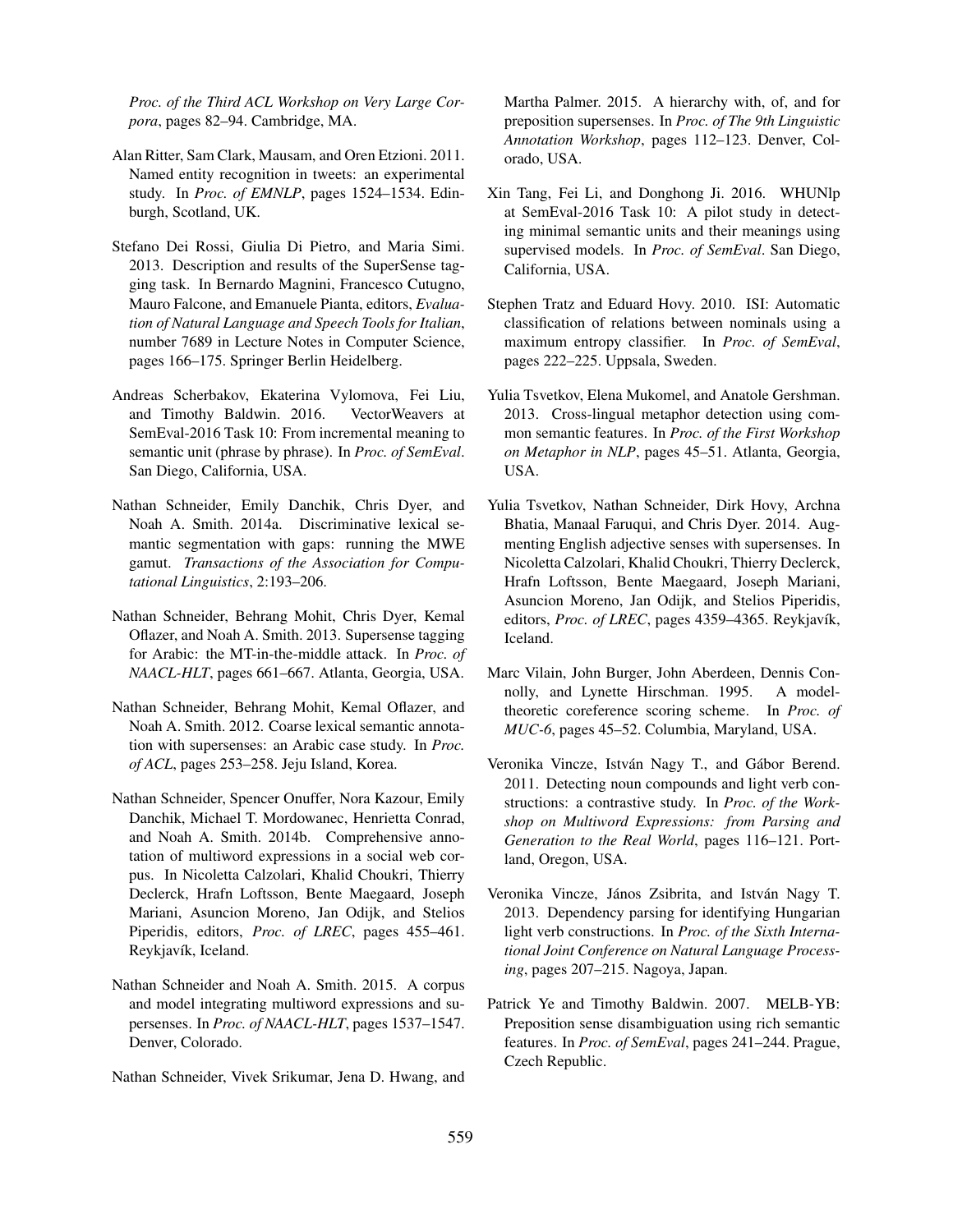*Proc. of the Third ACL Workshop on Very Large Corpora*, pages 82–94. Cambridge, MA.

Alan Ritter, Sam Clark, Mausam, and Oren Etzioni. 2011. Named entity recognition in tweets: an experimental study. In *Proc. of EMNLP*, pages 1524–1534. Edinburgh, Scotland, UK.

Stefano Dei Rossi, Giulia Di Pietro, and Maria Simi. 2013. Description and results of the SuperSense tagging task. In Bernardo Magnini, Francesco Cutugno, Mauro Falcone, and Emanuele Pianta, editors, *Evaluation of Natural Language and Speech Tools for Italian*, number 7689 in Lecture Notes in Computer Science, pages 166–175. Springer Berlin Heidelberg.

Andreas Scherbakov, Ekaterina Vylomova, Fei Liu, and Timothy Baldwin. 2016. VectorWeavers at SemEval-2016 Task 10: From incremental meaning to semantic unit (phrase by phrase). In *Proc. of SemEval*. San Diego, California, USA.

Nathan Schneider, Emily Danchik, Chris Dyer, and Noah A. Smith. 2014a. Discriminative lexical semantic segmentation with gaps: running the MWE gamut. *Transactions of the Association for Computational Linguistics*, 2:193–206.

Nathan Schneider, Behrang Mohit, Chris Dyer, Kemal Oflazer, and Noah A. Smith. 2013. Supersense tagging for Arabic: the MT-in-the-middle attack. In *Proc. of NAACL-HLT*, pages 661–667. Atlanta, Georgia, USA.

Nathan Schneider, Behrang Mohit, Kemal Oflazer, and Noah A. Smith. 2012. Coarse lexical semantic annotation with supersenses: an Arabic case study. In *Proc. of ACL*, pages 253–258. Jeju Island, Korea.

Nathan Schneider, Spencer Onuffer, Nora Kazour, Emily Danchik, Michael T. Mordowanec, Henrietta Conrad, and Noah A. Smith. 2014b. Comprehensive annotation of multiword expressions in a social web corpus. In Nicoletta Calzolari, Khalid Choukri, Thierry Declerck, Hrafn Loftsson, Bente Maegaard, Joseph Mariani, Asuncion Moreno, Jan Odijk, and Stelios Piperidis, editors, *Proc. of LREC*, pages 455–461. Reykjavík, Iceland.

Nathan Schneider and Noah A. Smith. 2015. A corpus and model integrating multiword expressions and supersenses. In *Proc. of NAACL-HLT*, pages 1537–1547. Denver, Colorado.

Nathan Schneider, Vivek Srikumar, Jena D. Hwang, and Martha Palmer. 2015. A hierarchy with, of, and for preposition supersenses. In *Proc. of The 9th Linguistic Annotation Workshop*, pages 112–123. Denver, Colorado, USA.

Xin Tang, Fei Li, and Donghong Ji. 2016. WHUNlp at SemEval-2016 Task 10: A pilot study in detecting minimal semantic units and their meanings using supervised models. In *Proc. of SemEval*. San Diego, California, USA.

Stephen Tratz and Eduard Hovy. 2010. ISI: Automatic classification of relations between nominals using a maximum entropy classifier. In *Proc. of SemEval*, pages 222–225. Uppsala, Sweden.

Yulia Tsvetkov, Elena Mukomel, and Anatole Gershman. 2013. Cross-lingual metaphor detection using common semantic features. In *Proc. of the First Workshop on Metaphor in NLP*, pages 45–51. Atlanta, Georgia, USA.

Yulia Tsvetkov, Nathan Schneider, Dirk Hovy, Archna Bhatia, Manaal Faruqui, and Chris Dyer. 2014. Augmenting English adjective senses with supersenses. In Nicoletta Calzolari, Khalid Choukri, Thierry Declerck, Hrafn Loftsson, Bente Maegaard, Joseph Mariani, Asuncion Moreno, Jan Odijk, and Stelios Piperidis, editors, *Proc. of LREC*, pages 4359–4365. Reykjavík, Iceland.

Marc Vilain, John Burger, John Aberdeen, Dennis Connolly, and Lynette Hirschman. 1995. A model-theoretic coreference scoring scheme. In *Proc. of MUC-6*, pages 45–52. Columbia, Maryland, USA.

Veronika Vincze, István Nagy T., and Gábor Berend. 2011. Detecting noun compounds and light verb constructions: a contrastive study. In *Proc. of the Workshop on Multiword Expressions: from Parsing and Generation to the Real World*, pages 116–121. Portland, Oregon, USA.

Veronika Vincze, János Zsibrita, and István Nagy T. 2013. Dependency parsing for identifying Hungarian light verb constructions. In *Proc. of the Sixth International Joint Conference on Natural Language Processing*, pages 207–215. Nagoya, Japan.

Patrick Ye and Timothy Baldwin. 2007. MELB-YB: Preposition sense disambiguation using rich semantic features. In *Proc. of SemEval*, pages 241–244. Prague, Czech Republic.